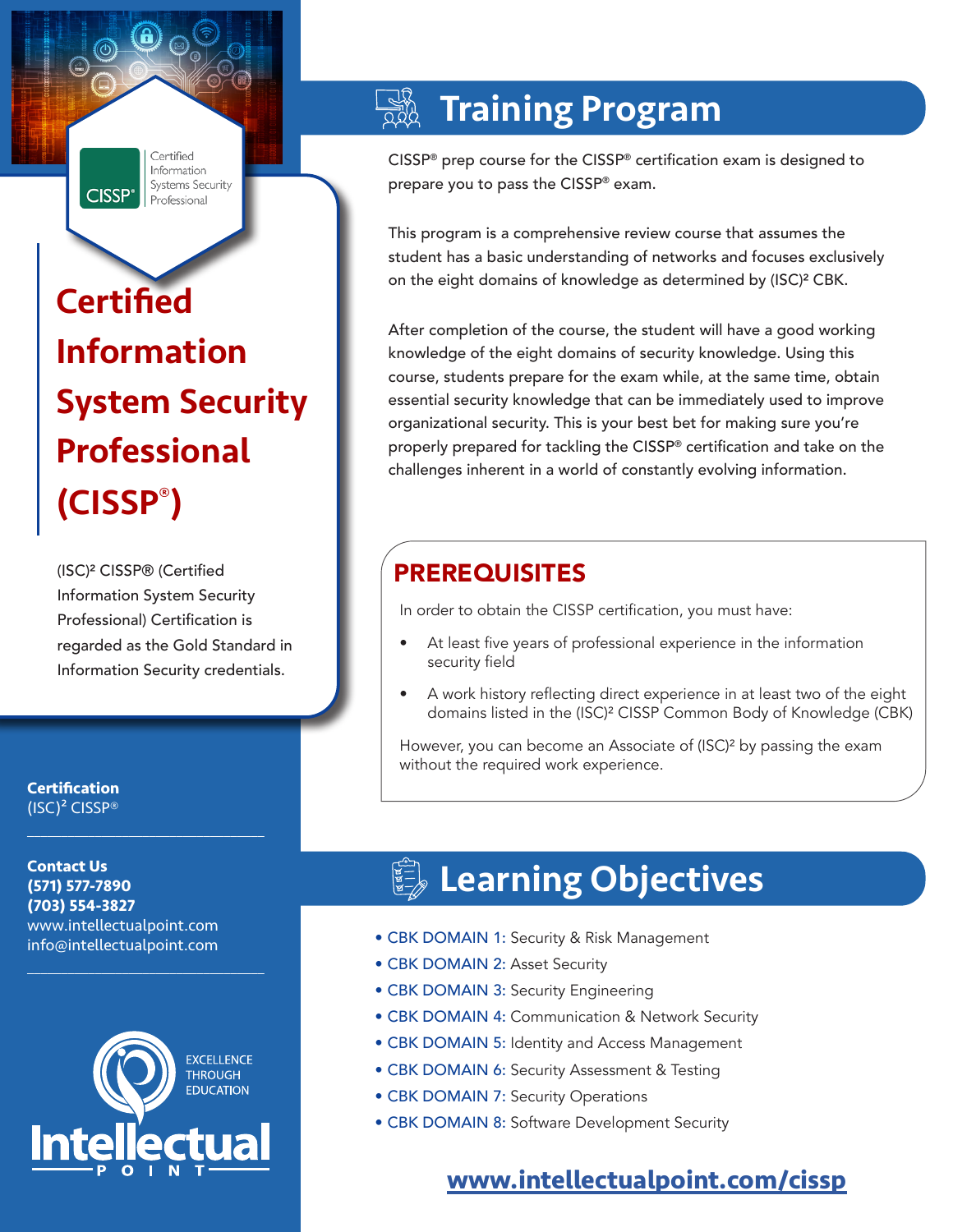# Certified Information System Security Professional (CISSP®)

(ISC)² CISSP® (Certified Information System Security Professional) Certification is regarded as the Gold Standard in Information Security credentials.

**Certification**
(ISC)² CISSP®

**Contact Us**
**(571) 577-7890**
**(703) 554-3827**
www.intellectualpoint.com
info@intellectualpoint.com

EXCELLENCE THROUGH EDUCATION

Intellectual POINT

## Training Program

CISSP® prep course for the CISSP® certification exam is designed to prepare you to pass the CISSP® exam.

This program is a comprehensive review course that assumes the student has a basic understanding of networks and focuses exclusively on the eight domains of knowledge as determined by (ISC)² CBK.

After completion of the course, the student will have a good working knowledge of the eight domains of security knowledge. Using this course, students prepare for the exam while, at the same time, obtain essential security knowledge that can be immediately used to improve organizational security. This is your best bet for making sure you're properly prepared for tackling the CISSP® certification and take on the challenges inherent in a world of constantly evolving information.

### PREREQUISITES

In order to obtain the CISSP certification, you must have:

- At least five years of professional experience in the information security field
- A work history reflecting direct experience in at least two of the eight domains listed in the (ISC)² CISSP Common Body of Knowledge (CBK)

However, you can become an Associate of (ISC)² by passing the exam without the required work experience.

## Learning Objectives

- CBK DOMAIN 1: Security & Risk Management
- CBK DOMAIN 2: Asset Security
- CBK DOMAIN 3: Security Engineering
- CBK DOMAIN 4: Communication & Network Security
- CBK DOMAIN 5: Identity and Access Management
- CBK DOMAIN 6: Security Assessment & Testing
- CBK DOMAIN 7: Security Operations
- CBK DOMAIN 8: Software Development Security

**www.intellectualpoint.com/cissp**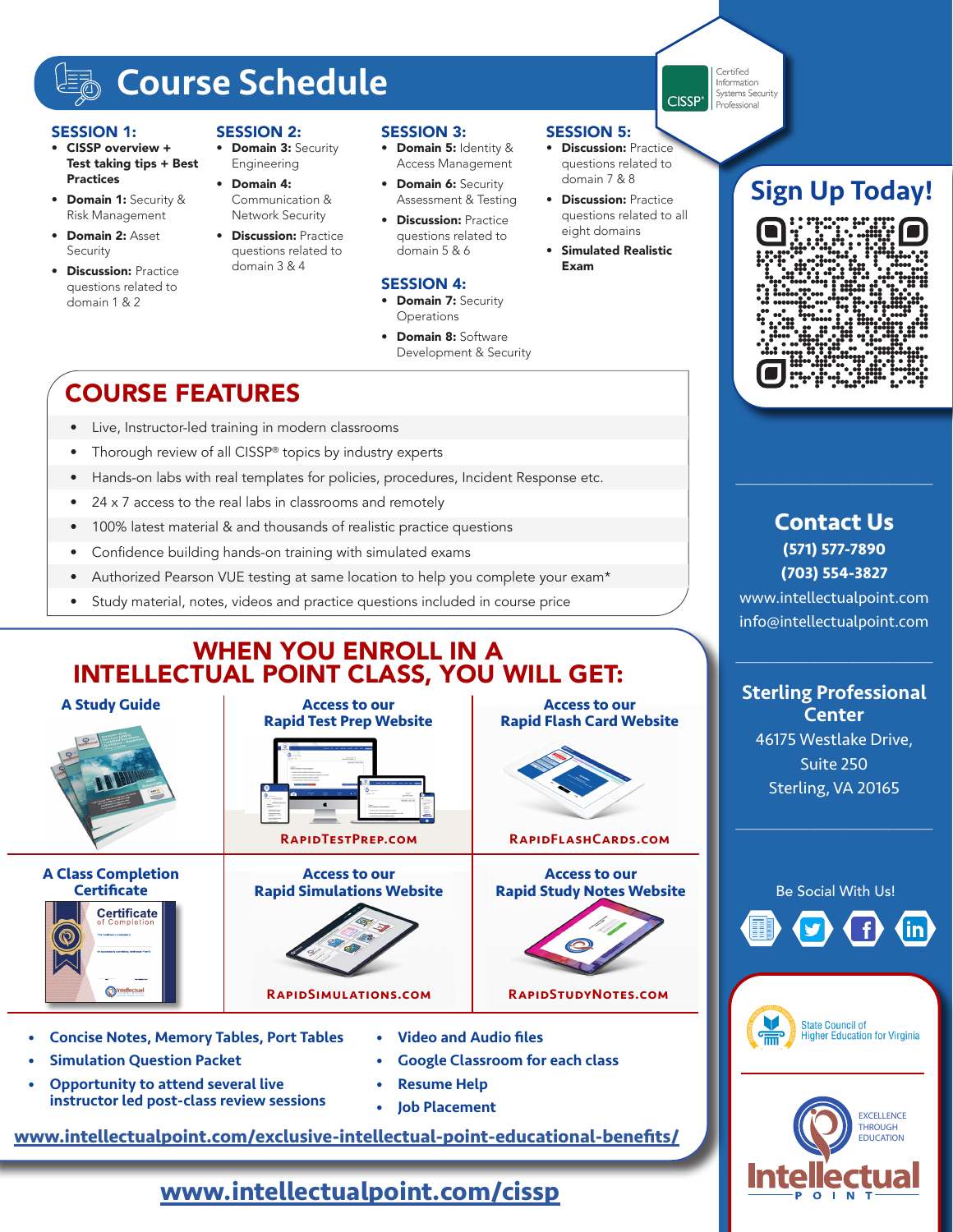# Course Schedule

CISSP® Certified Information Systems Security Professional

### SESSION 1:

- **CISSP overview + Test taking tips + Best Practices**
- **Domain 1:** Security & Risk Management
- **Domain 2:** Asset Security
- **Discussion:** Practice questions related to domain 1 & 2

### SESSION 2:

- **Domain 3:** Security Engineering
- **Domain 4:** Communication & Network Security
- **Discussion:** Practice questions related to domain 3 & 4

### SESSION 3:

- **Domain 5:** Identity & Access Management
- **Domain 6:** Security Assessment & Testing
- **Discussion:** Practice questions related to domain 5 & 6

### SESSION 4:

- **Domain 7:** Security Operations
- **Domain 8:** Software Development & Security

### SESSION 5:

- **Discussion:** Practice questions related to domain 7 & 8
- **Discussion:** Practice questions related to all eight domains
- **Simulated Realistic Exam**

## COURSE FEATURES

- Live, Instructor-led training in modern classrooms
- Thorough review of all CISSP® topics by industry experts
- Hands-on labs with real templates for policies, procedures, Incident Response etc.
- 24 x 7 access to the real labs in classrooms and remotely
- 100% latest material & and thousands of realistic practice questions
- Confidence building hands-on training with simulated exams
- Authorized Pearson VUE testing at same location to help you complete your exam*
- Study material, notes, videos and practice questions included in course price

## WHEN YOU ENROLL IN A INTELLECTUAL POINT CLASS, YOU WILL GET:

| | | |
|---|---|---|
| **A Study Guide** | **Access to our Rapid Test Prep Website** RAPIDTESTPREP.COM | **Access to our Rapid Flash Card Website** RAPIDFLASHCARDS.COM |
| **A Class Completion Certificate** | **Access to our Rapid Simulations Website** RAPIDSIMULATIONS.COM | **Access to our Rapid Study Notes Website** RAPIDSTUDYNOTES.COM |

- **Concise Notes, Memory Tables, Port Tables**
- **Simulation Question Packet**
- **Opportunity to attend several live instructor led post-class review sessions**
- **Video and Audio files**
- **Google Classroom for each class**
- **Resume Help**
- **Job Placement**

**www.intellectualpoint.com/exclusive-intellectual-point-educational-benefits/**

**www.intellectualpoint.com/cissp**

## Sign Up Today!

## Contact Us

**(571) 577-7890**
**(703) 554-3827**
www.intellectualpoint.com
info@intellectualpoint.com

## Sterling Professional Center

46175 Westlake Drive,
Suite 250
Sterling, VA 20165

Be Social With Us!

State Council of Higher Education for Virginia

Intellectual Point — EXCELLENCE THROUGH EDUCATION